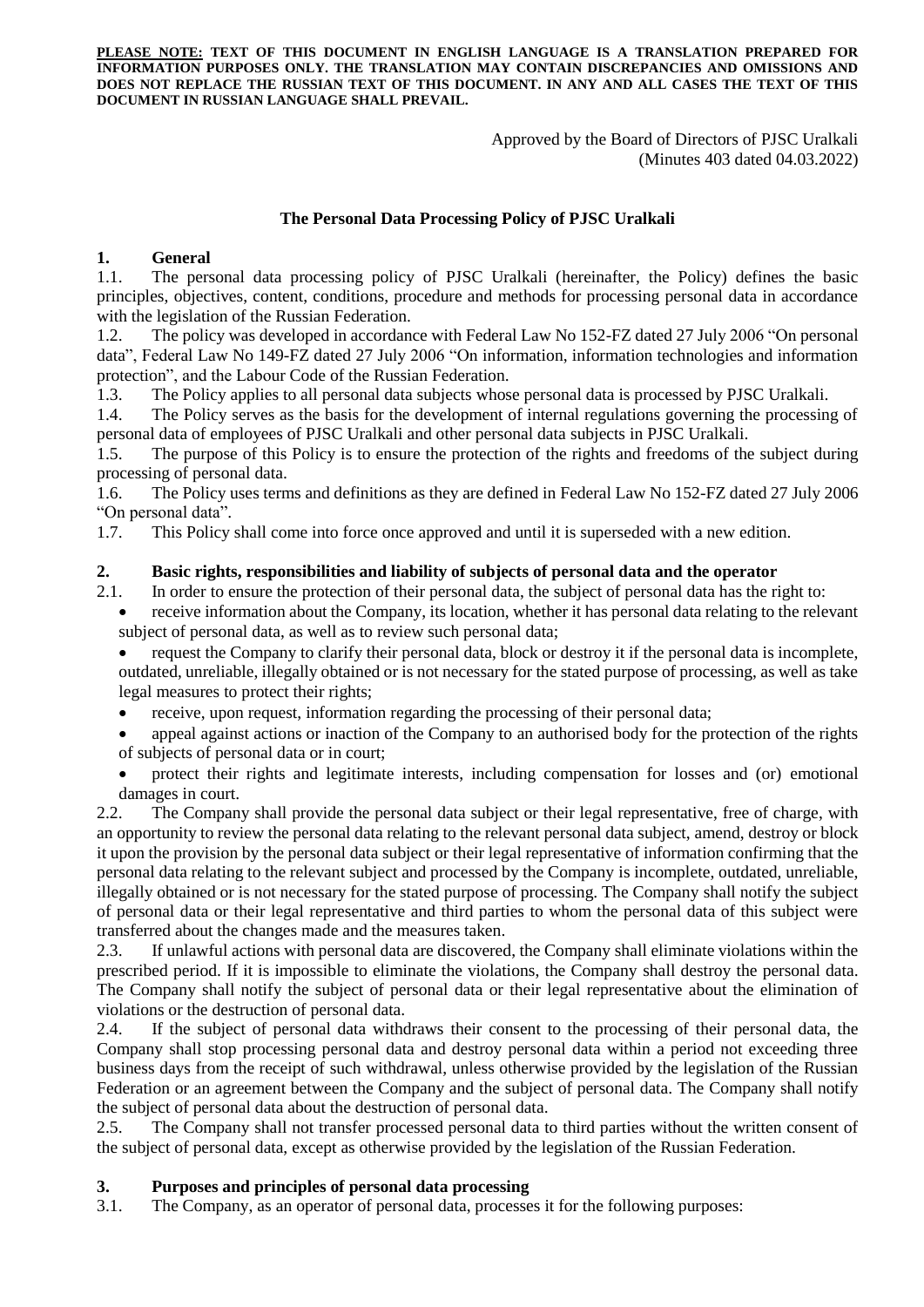**PLEASE NOTE: TEXT OF THIS DOCUMENT IN ENGLISH LANGUAGE IS A TRANSLATION PREPARED FOR INFORMATION PURPOSES ONLY. THE TRANSLATION MAY CONTAIN DISCREPANCIES AND OMISSIONS AND DOES NOT REPLACE THE RUSSIAN TEXT OF THIS DOCUMENT. IN ANY AND ALL CASES THE TEXT OF THIS DOCUMENT IN RUSSIAN LANGUAGE SHALL PREVAIL.**

Approved by the Board of Directors of PJSC Uralkali
(Minutes 403 dated 04.03.2022)

# The Personal Data Processing Policy of PJSC Uralkali

## 1. General

1.1. The personal data processing policy of PJSC Uralkali (hereinafter, the Policy) defines the basic principles, objectives, content, conditions, procedure and methods for processing personal data in accordance with the legislation of the Russian Federation.

1.2. The policy was developed in accordance with Federal Law No 152-FZ dated 27 July 2006 "On personal data", Federal Law No 149-FZ dated 27 July 2006 "On information, information technologies and information protection", and the Labour Code of the Russian Federation.

1.3. The Policy applies to all personal data subjects whose personal data is processed by PJSC Uralkali.

1.4. The Policy serves as the basis for the development of internal regulations governing the processing of personal data of employees of PJSC Uralkali and other personal data subjects in PJSC Uralkali.

1.5. The purpose of this Policy is to ensure the protection of the rights and freedoms of the subject during processing of personal data.

1.6. The Policy uses terms and definitions as they are defined in Federal Law No 152-FZ dated 27 July 2006 "On personal data".

1.7. This Policy shall come into force once approved and until it is superseded with a new edition.

## 2. Basic rights, responsibilities and liability of subjects of personal data and the operator

2.1. In order to ensure the protection of their personal data, the subject of personal data has the right to:

- receive information about the Company, its location, whether it has personal data relating to the relevant subject of personal data, as well as to review such personal data;
- request the Company to clarify their personal data, block or destroy it if the personal data is incomplete, outdated, unreliable, illegally obtained or is not necessary for the stated purpose of processing, as well as take legal measures to protect their rights;
- receive, upon request, information regarding the processing of their personal data;
- appeal against actions or inaction of the Company to an authorised body for the protection of the rights of subjects of personal data or in court;
- protect their rights and legitimate interests, including compensation for losses and (or) emotional damages in court.

2.2. The Company shall provide the personal data subject or their legal representative, free of charge, with an opportunity to review the personal data relating to the relevant personal data subject, amend, destroy or block it upon the provision by the personal data subject or their legal representative of information confirming that the personal data relating to the relevant subject and processed by the Company is incomplete, outdated, unreliable, illegally obtained or is not necessary for the stated purpose of processing. The Company shall notify the subject of personal data or their legal representative and third parties to whom the personal data of this subject were transferred about the changes made and the measures taken.

2.3. If unlawful actions with personal data are discovered, the Company shall eliminate violations within the prescribed period. If it is impossible to eliminate the violations, the Company shall destroy the personal data. The Company shall notify the subject of personal data or their legal representative about the elimination of violations or the destruction of personal data.

2.4. If the subject of personal data withdraws their consent to the processing of their personal data, the Company shall stop processing personal data and destroy personal data within a period not exceeding three business days from the receipt of such withdrawal, unless otherwise provided by the legislation of the Russian Federation or an agreement between the Company and the subject of personal data. The Company shall notify the subject of personal data about the destruction of personal data.

2.5. The Company shall not transfer processed personal data to third parties without the written consent of the subject of personal data, except as otherwise provided by the legislation of the Russian Federation.

## 3. Purposes and principles of personal data processing

3.1. The Company, as an operator of personal data, processes it for the following purposes: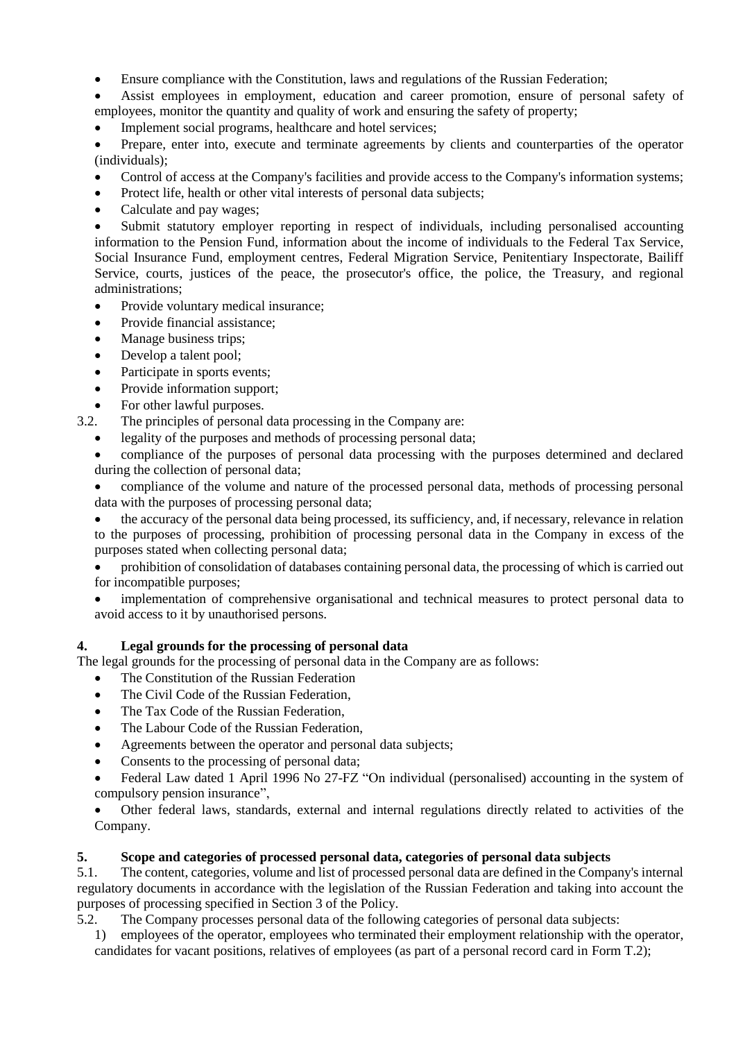- Ensure compliance with the Constitution, laws and regulations of the Russian Federation;
- Assist employees in employment, education and career promotion, ensure of personal safety of employees, monitor the quantity and quality of work and ensuring the safety of property;
- Implement social programs, healthcare and hotel services;
- Prepare, enter into, execute and terminate agreements by clients and counterparties of the operator (individuals);
- Control of access at the Company's facilities and provide access to the Company's information systems;
- Protect life, health or other vital interests of personal data subjects;
- Calculate and pay wages;
- Submit statutory employer reporting in respect of individuals, including personalised accounting information to the Pension Fund, information about the income of individuals to the Federal Tax Service, Social Insurance Fund, employment centres, Federal Migration Service, Penitentiary Inspectorate, Bailiff Service, courts, justices of the peace, the prosecutor's office, the police, the Treasury, and regional administrations;
- Provide voluntary medical insurance;
- Provide financial assistance;
- Manage business trips;
- Develop a talent pool;
- Participate in sports events;
- Provide information support;
- For other lawful purposes.

3.2. The principles of personal data processing in the Company are:

- legality of the purposes and methods of processing personal data;
- compliance of the purposes of personal data processing with the purposes determined and declared during the collection of personal data;
- compliance of the volume and nature of the processed personal data, methods of processing personal data with the purposes of processing personal data;
- the accuracy of the personal data being processed, its sufficiency, and, if necessary, relevance in relation to the purposes of processing, prohibition of processing personal data in the Company in excess of the purposes stated when collecting personal data;
- prohibition of consolidation of databases containing personal data, the processing of which is carried out for incompatible purposes;
- implementation of comprehensive organisational and technical measures to protect personal data to avoid access to it by unauthorised persons.

## 4. Legal grounds for the processing of personal data

The legal grounds for the processing of personal data in the Company are as follows:

- The Constitution of the Russian Federation
- The Civil Code of the Russian Federation,
- The Tax Code of the Russian Federation,
- The Labour Code of the Russian Federation,
- Agreements between the operator and personal data subjects;
- Consents to the processing of personal data;
- Federal Law dated 1 April 1996 No 27-FZ "On individual (personalised) accounting in the system of compulsory pension insurance",
- Other federal laws, standards, external and internal regulations directly related to activities of the Company.

## 5. Scope and categories of processed personal data, categories of personal data subjects

5.1. The content, categories, volume and list of processed personal data are defined in the Company's internal regulatory documents in accordance with the legislation of the Russian Federation and taking into account the purposes of processing specified in Section 3 of the Policy.

5.2. The Company processes personal data of the following categories of personal data subjects:

1) employees of the operator, employees who terminated their employment relationship with the operator, candidates for vacant positions, relatives of employees (as part of a personal record card in Form T.2);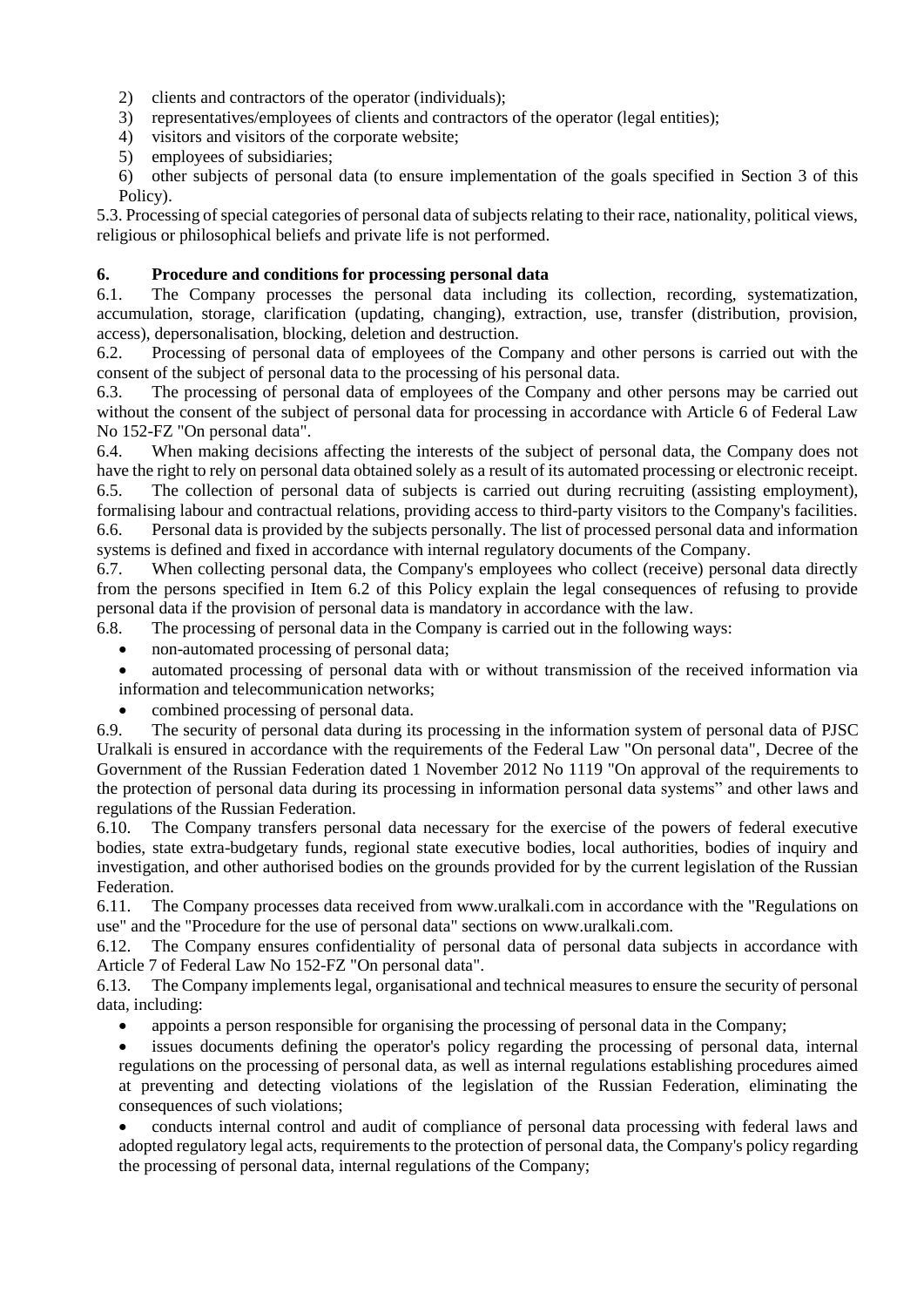2) clients and contractors of the operator (individuals);
3) representatives/employees of clients and contractors of the operator (legal entities);
4) visitors and visitors of the corporate website;
5) employees of subsidiaries;
6) other subjects of personal data (to ensure implementation of the goals specified in Section 3 of this Policy).

5.3. Processing of special categories of personal data of subjects relating to their race, nationality, political views, religious or philosophical beliefs and private life is not performed.

## 6. Procedure and conditions for processing personal data

6.1. The Company processes the personal data including its collection, recording, systematization, accumulation, storage, clarification (updating, changing), extraction, use, transfer (distribution, provision, access), depersonalisation, blocking, deletion and destruction.

6.2. Processing of personal data of employees of the Company and other persons is carried out with the consent of the subject of personal data to the processing of his personal data.

6.3. The processing of personal data of employees of the Company and other persons may be carried out without the consent of the subject of personal data for processing in accordance with Article 6 of Federal Law No 152-FZ "On personal data".

6.4. When making decisions affecting the interests of the subject of personal data, the Company does not have the right to rely on personal data obtained solely as a result of its automated processing or electronic receipt.

6.5. The collection of personal data of subjects is carried out during recruiting (assisting employment), formalising labour and contractual relations, providing access to third-party visitors to the Company's facilities.

6.6. Personal data is provided by the subjects personally. The list of processed personal data and information systems is defined and fixed in accordance with internal regulatory documents of the Company.

6.7. When collecting personal data, the Company's employees who collect (receive) personal data directly from the persons specified in Item 6.2 of this Policy explain the legal consequences of refusing to provide personal data if the provision of personal data is mandatory in accordance with the law.

6.8. The processing of personal data in the Company is carried out in the following ways:

- non-automated processing of personal data;
- automated processing of personal data with or without transmission of the received information via information and telecommunication networks;
- combined processing of personal data.

6.9. The security of personal data during its processing in the information system of personal data of PJSC Uralkali is ensured in accordance with the requirements of the Federal Law "On personal data", Decree of the Government of the Russian Federation dated 1 November 2012 No 1119 "On approval of the requirements to the protection of personal data during its processing in information personal data systems" and other laws and regulations of the Russian Federation.

6.10. The Company transfers personal data necessary for the exercise of the powers of federal executive bodies, state extra-budgetary funds, regional state executive bodies, local authorities, bodies of inquiry and investigation, and other authorised bodies on the grounds provided for by the current legislation of the Russian Federation.

6.11. The Company processes data received from www.uralkali.com in accordance with the "Regulations on use" and the "Procedure for the use of personal data" sections on www.uralkali.com.

6.12. The Company ensures confidentiality of personal data of personal data subjects in accordance with Article 7 of Federal Law No 152-FZ "On personal data".

6.13. The Company implements legal, organisational and technical measures to ensure the security of personal data, including:

- appoints a person responsible for organising the processing of personal data in the Company;
- issues documents defining the operator's policy regarding the processing of personal data, internal regulations on the processing of personal data, as well as internal regulations establishing procedures aimed at preventing and detecting violations of the legislation of the Russian Federation, eliminating the consequences of such violations;
- conducts internal control and audit of compliance of personal data processing with federal laws and adopted regulatory legal acts, requirements to the protection of personal data, the Company's policy regarding the processing of personal data, internal regulations of the Company;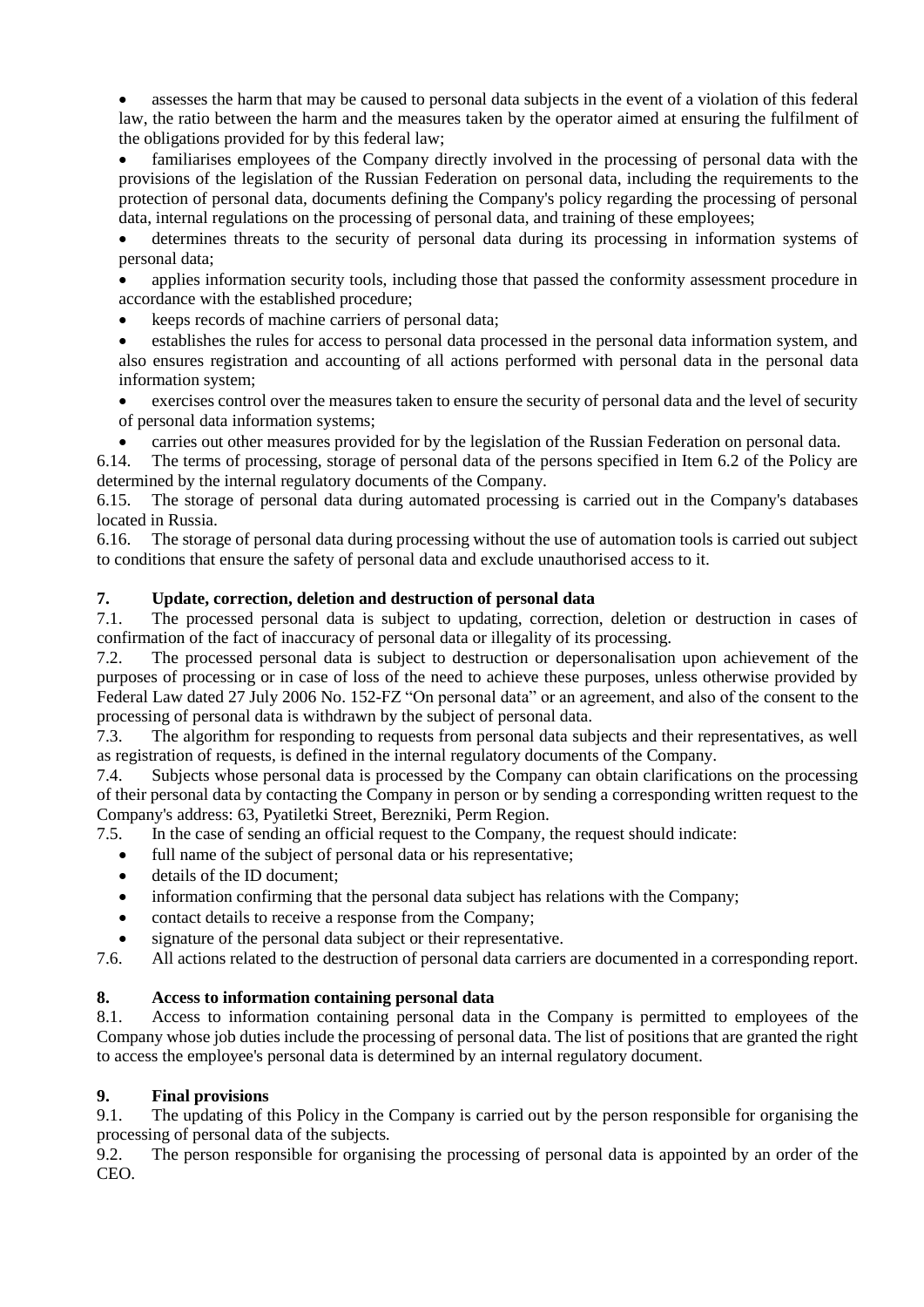- assesses the harm that may be caused to personal data subjects in the event of a violation of this federal law, the ratio between the harm and the measures taken by the operator aimed at ensuring the fulfilment of the obligations provided for by this federal law;
- familiarises employees of the Company directly involved in the processing of personal data with the provisions of the legislation of the Russian Federation on personal data, including the requirements to the protection of personal data, documents defining the Company's policy regarding the processing of personal data, internal regulations on the processing of personal data, and training of these employees;
- determines threats to the security of personal data during its processing in information systems of personal data;
- applies information security tools, including those that passed the conformity assessment procedure in accordance with the established procedure;
- keeps records of machine carriers of personal data;
- establishes the rules for access to personal data processed in the personal data information system, and also ensures registration and accounting of all actions performed with personal data in the personal data information system;
- exercises control over the measures taken to ensure the security of personal data and the level of security of personal data information systems;
- carries out other measures provided for by the legislation of the Russian Federation on personal data.

6.14. The terms of processing, storage of personal data of the persons specified in Item 6.2 of the Policy are determined by the internal regulatory documents of the Company.

6.15. The storage of personal data during automated processing is carried out in the Company's databases located in Russia.

6.16. The storage of personal data during processing without the use of automation tools is carried out subject to conditions that ensure the safety of personal data and exclude unauthorised access to it.

## 7. Update, correction, deletion and destruction of personal data

7.1. The processed personal data is subject to updating, correction, deletion or destruction in cases of confirmation of the fact of inaccuracy of personal data or illegality of its processing.

7.2. The processed personal data is subject to destruction or depersonalisation upon achievement of the purposes of processing or in case of loss of the need to achieve these purposes, unless otherwise provided by Federal Law dated 27 July 2006 No. 152-FZ "On personal data" or an agreement, and also of the consent to the processing of personal data is withdrawn by the subject of personal data.

7.3. The algorithm for responding to requests from personal data subjects and their representatives, as well as registration of requests, is defined in the internal regulatory documents of the Company.

7.4. Subjects whose personal data is processed by the Company can obtain clarifications on the processing of their personal data by contacting the Company in person or by sending a corresponding written request to the Company's address: 63, Pyatiletki Street, Berezniki, Perm Region.

7.5. In the case of sending an official request to the Company, the request should indicate:

- full name of the subject of personal data or his representative;
- details of the ID document;
- information confirming that the personal data subject has relations with the Company;
- contact details to receive a response from the Company;
- signature of the personal data subject or their representative.

7.6. All actions related to the destruction of personal data carriers are documented in a corresponding report.

## 8. Access to information containing personal data

8.1. Access to information containing personal data in the Company is permitted to employees of the Company whose job duties include the processing of personal data. The list of positions that are granted the right to access the employee's personal data is determined by an internal regulatory document.

## 9. Final provisions

9.1. The updating of this Policy in the Company is carried out by the person responsible for organising the processing of personal data of the subjects.

9.2. The person responsible for organising the processing of personal data is appointed by an order of the CEO.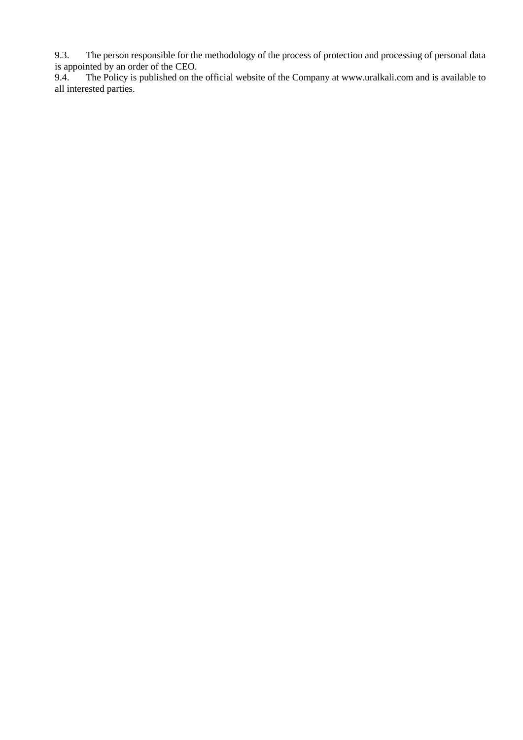9.3. The person responsible for the methodology of the process of protection and processing of personal data is appointed by an order of the CEO.

9.4. The Policy is published on the official website of the Company at www.uralkali.com and is available to all interested parties.